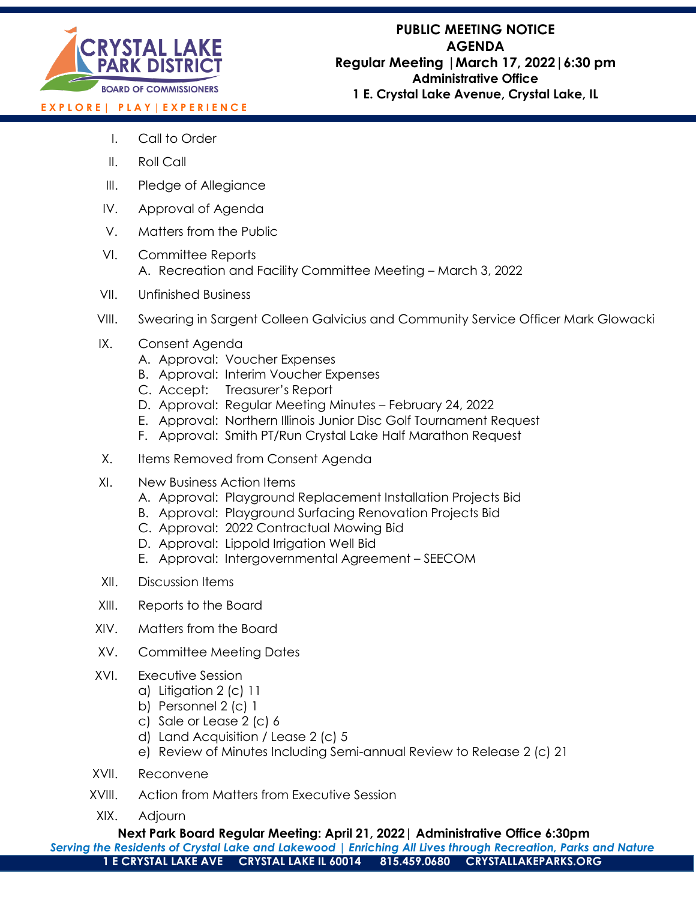**CRYSTAL LAKE PARK DISTRICT**
**BOARD OF COMMISSIONERS**
EXPLORE | PLAY | EXPERIENCE

# PUBLIC MEETING NOTICE
# AGENDA
## Regular Meeting | March 17, 2022 | 6:30 pm
## Administrative Office
## 1 E. Crystal Lake Avenue, Crystal Lake, IL

I. Call to Order

II. Roll Call

III. Pledge of Allegiance

IV. Approval of Agenda

V. Matters from the Public

VI. Committee Reports
   A. Recreation and Facility Committee Meeting – March 3, 2022

VII. Unfinished Business

VIII. Swearing in Sargent Colleen Galvicius and Community Service Officer Mark Glowacki

IX. Consent Agenda
   A. Approval: Voucher Expenses
   B. Approval: Interim Voucher Expenses
   C. Accept: Treasurer's Report
   D. Approval: Regular Meeting Minutes – February 24, 2022
   E. Approval: Northern Illinois Junior Disc Golf Tournament Request
   F. Approval: Smith PT/Run Crystal Lake Half Marathon Request

X. Items Removed from Consent Agenda

XI. New Business Action Items
   A. Approval: Playground Replacement Installation Projects Bid
   B. Approval: Playground Surfacing Renovation Projects Bid
   C. Approval: 2022 Contractual Mowing Bid
   D. Approval: Lippold Irrigation Well Bid
   E. Approval: Intergovernmental Agreement – SEECOM

XII. Discussion Items

XIII. Reports to the Board

XIV. Matters from the Board

XV. Committee Meeting Dates

XVI. Executive Session
   a) Litigation 2 (c) 11
   b) Personnel 2 (c) 1
   c) Sale or Lease 2 (c) 6
   d) Land Acquisition / Lease 2 (c) 5
   e) Review of Minutes Including Semi-annual Review to Release 2 (c) 21

XVII. Reconvene

XVIII. Action from Matters from Executive Session

XIX. Adjourn

**Next Park Board Regular Meeting: April 21, 2022 | Administrative Office 6:30pm**

***Serving the Residents of Crystal Lake and Lakewood | Enriching All Lives through Recreation, Parks and Nature***

**1 E CRYSTAL LAKE AVE CRYSTAL LAKE IL 60014 815.459.0680 CRYSTALLAKEPARKS.ORG**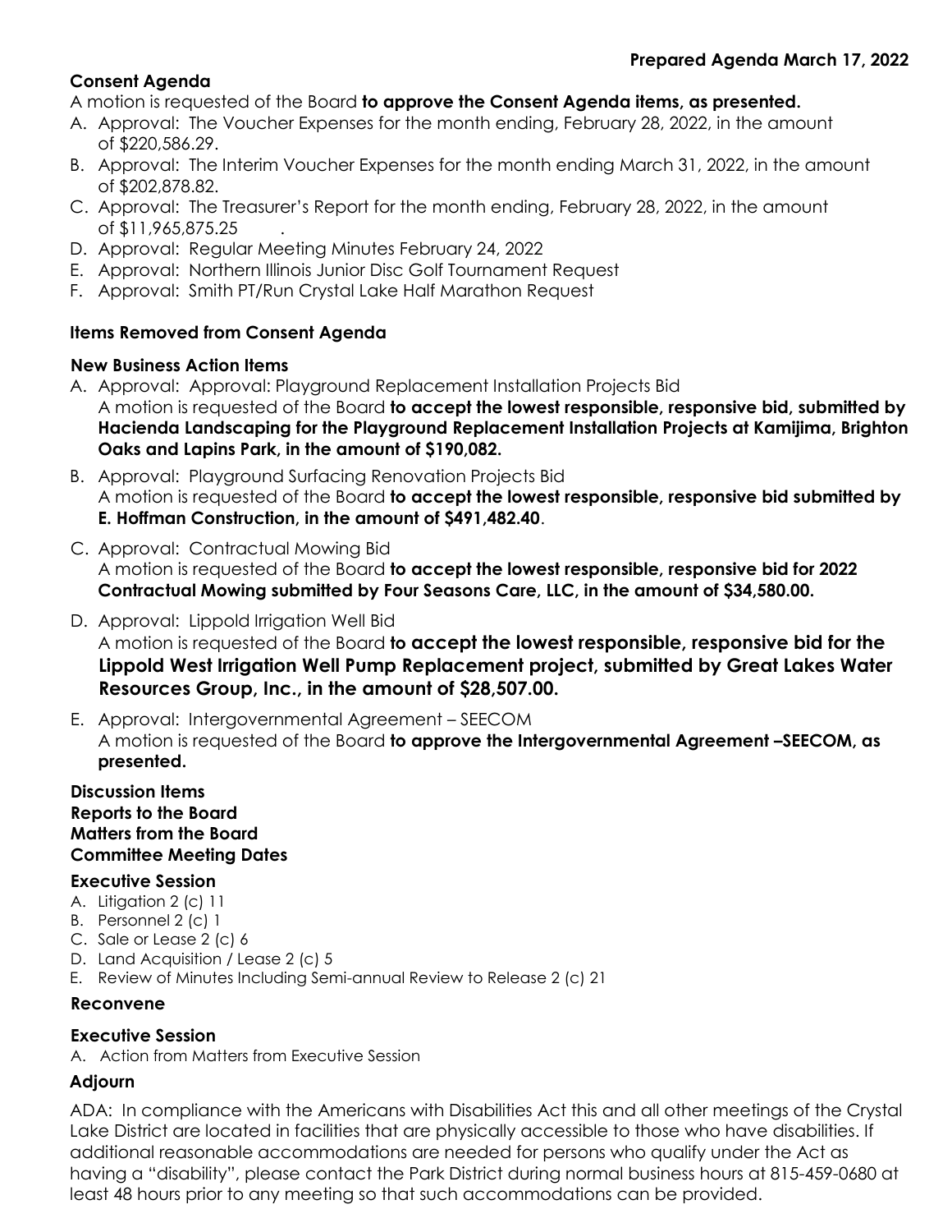**Prepared Agenda March 17, 2022**

**Consent Agenda**

A motion is requested of the Board **to approve the Consent Agenda items, as presented.**

A. Approval: The Voucher Expenses for the month ending, February 28, 2022, in the amount of $220,586.29.
B. Approval: The Interim Voucher Expenses for the month ending March 31, 2022, in the amount of $202,878.82.
C. Approval: The Treasurer's Report for the month ending, February 28, 2022, in the amount of $11,965,875.25 .
D. Approval: Regular Meeting Minutes February 24, 2022
E. Approval: Northern Illinois Junior Disc Golf Tournament Request
F. Approval: Smith PT/Run Crystal Lake Half Marathon Request

**Items Removed from Consent Agenda**

**New Business Action Items**

A. Approval: Approval: Playground Replacement Installation Projects Bid
   A motion is requested of the Board **to accept the lowest responsible, responsive bid, submitted by Hacienda Landscaping for the Playground Replacement Installation Projects at Kamijima, Brighton Oaks and Lapins Park, in the amount of $190,082.**
B. Approval: Playground Surfacing Renovation Projects Bid
   A motion is requested of the Board **to accept the lowest responsible, responsive bid submitted by E. Hoffman Construction, in the amount of $491,482.40**.
C. Approval: Contractual Mowing Bid
   A motion is requested of the Board **to accept the lowest responsible, responsive bid for 2022 Contractual Mowing submitted by Four Seasons Care, LLC, in the amount of $34,580.00.**
D. Approval: Lippold Irrigation Well Bid
   A motion is requested of the Board **to accept the lowest responsible, responsive bid for the Lippold West Irrigation Well Pump Replacement project, submitted by Great Lakes Water Resources Group, Inc., in the amount of $28,507.00.**
E. Approval: Intergovernmental Agreement – SEECOM
   A motion is requested of the Board **to approve the Intergovernmental Agreement –SEECOM, as presented.**

**Discussion Items**
**Reports to the Board**
**Matters from the Board**
**Committee Meeting Dates**

**Executive Session**

A. Litigation 2 (c) 11
B. Personnel 2 (c) 1
C. Sale or Lease 2 (c) 6
D. Land Acquisition / Lease 2 (c) 5
E. Review of Minutes Including Semi-annual Review to Release 2 (c) 21

**Reconvene**

**Executive Session**

A. Action from Matters from Executive Session

**Adjourn**

ADA: In compliance with the Americans with Disabilities Act this and all other meetings of the Crystal Lake District are located in facilities that are physically accessible to those who have disabilities. If additional reasonable accommodations are needed for persons who qualify under the Act as having a "disability", please contact the Park District during normal business hours at 815-459-0680 at least 48 hours prior to any meeting so that such accommodations can be provided.